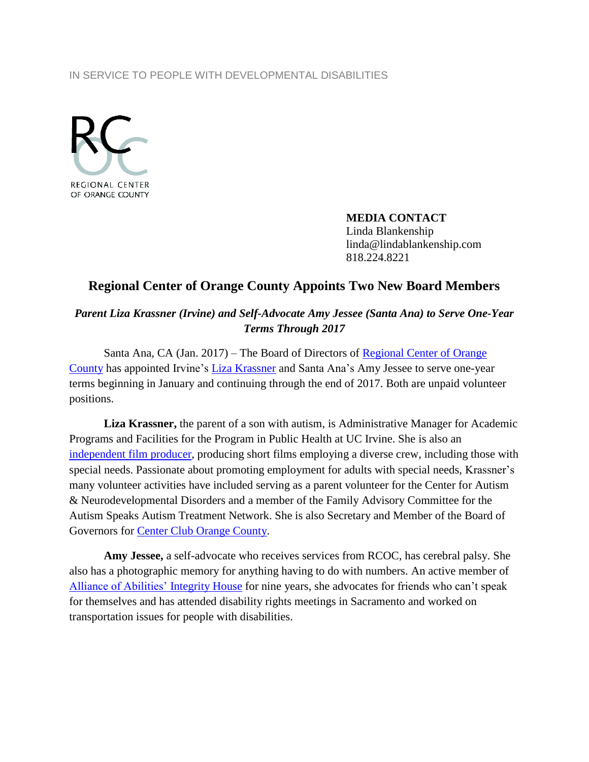IN SERVICE TO PEOPLE WITH DEVELOPMENTAL DISABILITIES

REGIONAL CENTER OF ORANGE COUNTY

**MEDIA CONTACT**
Linda Blankenship
linda@lindablankenship.com
818.224.8221

# Regional Center of Orange County Appoints Two New Board Members

***Parent Liza Krassner (Irvine) and Self-Advocate Amy Jessee (Santa Ana) to Serve One-Year Terms Through 2017***

Santa Ana, CA (Jan. 2017) – The Board of Directors of Regional Center of Orange County has appointed Irvine's Liza Krassner and Santa Ana's Amy Jessee to serve one-year terms beginning in January and continuing through the end of 2017. Both are unpaid volunteer positions.

**Liza Krassner,** the parent of a son with autism, is Administrative Manager for Academic Programs and Facilities for the Program in Public Health at UC Irvine. She is also an independent film producer, producing short films employing a diverse crew, including those with special needs. Passionate about promoting employment for adults with special needs, Krassner's many volunteer activities have included serving as a parent volunteer for the Center for Autism & Neurodevelopmental Disorders and a member of the Family Advisory Committee for the Autism Speaks Autism Treatment Network. She is also Secretary and Member of the Board of Governors for Center Club Orange County.

**Amy Jessee,** a self-advocate who receives services from RCOC, has cerebral palsy. She also has a photographic memory for anything having to do with numbers. An active member of Alliance of Abilities' Integrity House for nine years, she advocates for friends who can't speak for themselves and has attended disability rights meetings in Sacramento and worked on transportation issues for people with disabilities.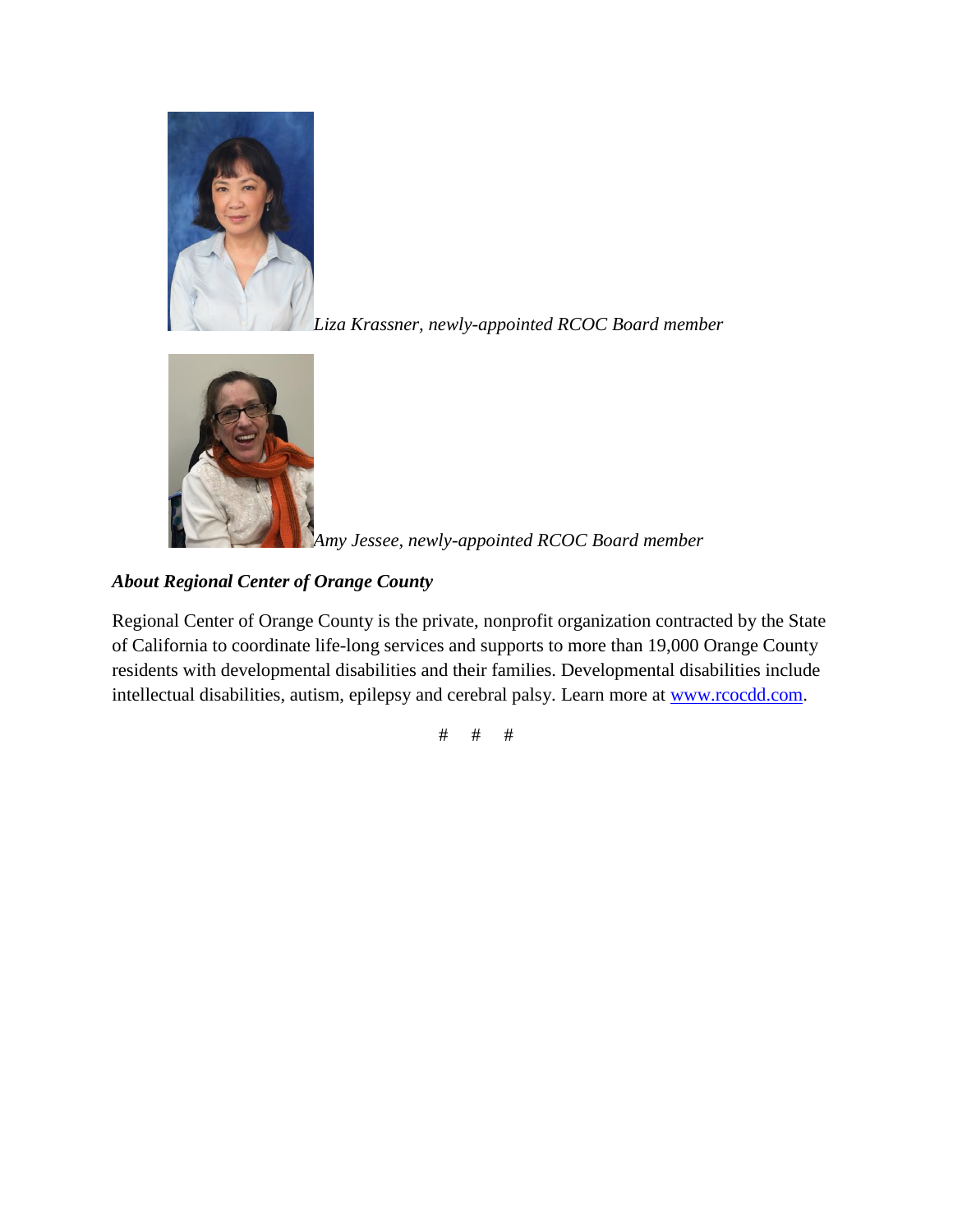*Liza Krassner, newly-appointed RCOC Board member*

*Amy Jessee, newly-appointed RCOC Board member*

***About Regional Center of Orange County***

Regional Center of Orange County is the private, nonprofit organization contracted by the State of California to coordinate life-long services and supports to more than 19,000 Orange County residents with developmental disabilities and their families. Developmental disabilities include intellectual disabilities, autism, epilepsy and cerebral palsy. Learn more at www.rcocdd.com.

# # #